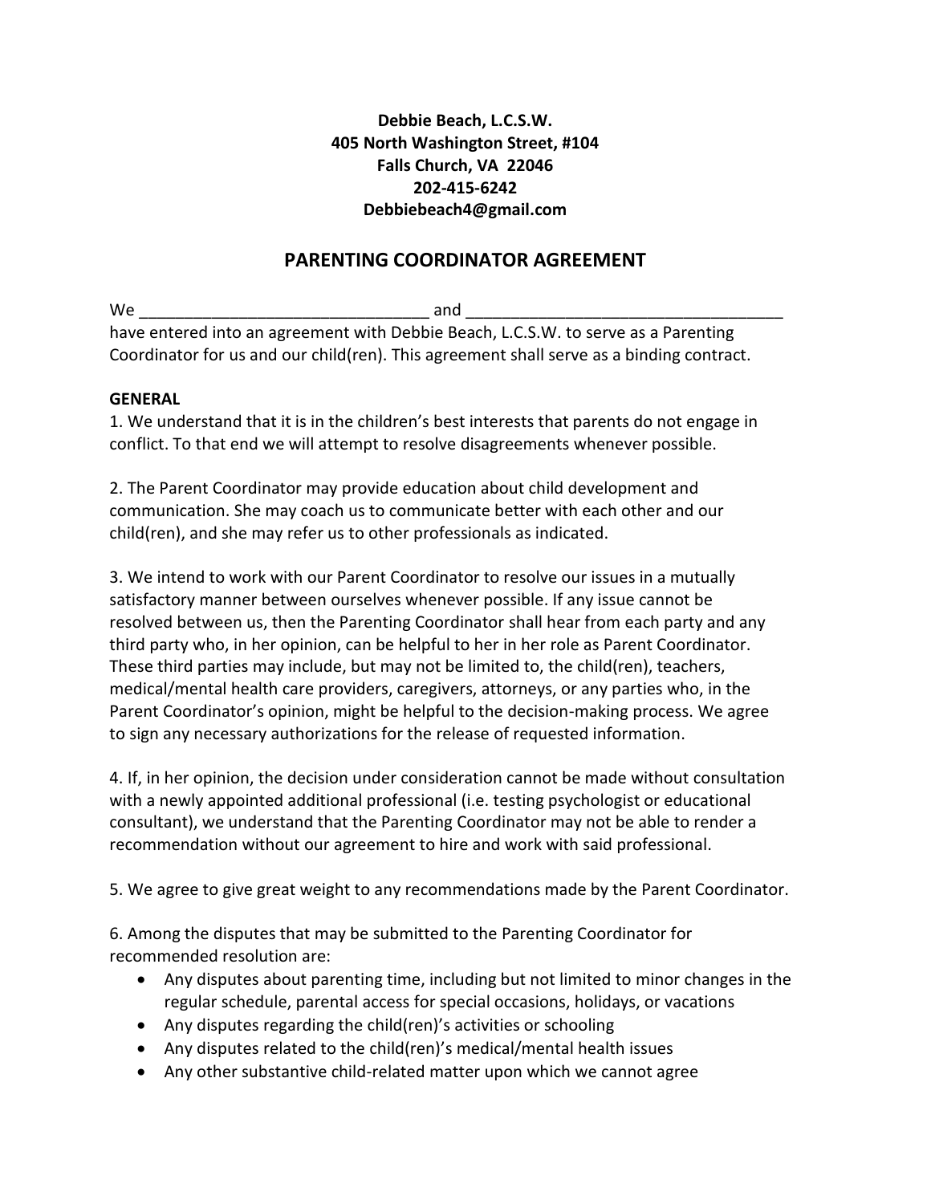**Debbie Beach, L.C.S.W.**
**405 North Washington Street, #104**
**Falls Church, VA 22046**
**202-415-6242**
**Debbiebeach4@gmail.com**

# PARENTING COORDINATOR AGREEMENT

We ________________________________ and ___________________________________ have entered into an agreement with Debbie Beach, L.C.S.W. to serve as a Parenting Coordinator for us and our child(ren). This agreement shall serve as a binding contract.

**GENERAL**

1. We understand that it is in the children's best interests that parents do not engage in conflict. To that end we will attempt to resolve disagreements whenever possible.

2. The Parent Coordinator may provide education about child development and communication. She may coach us to communicate better with each other and our child(ren), and she may refer us to other professionals as indicated.

3. We intend to work with our Parent Coordinator to resolve our issues in a mutually satisfactory manner between ourselves whenever possible. If any issue cannot be resolved between us, then the Parenting Coordinator shall hear from each party and any third party who, in her opinion, can be helpful to her in her role as Parent Coordinator. These third parties may include, but may not be limited to, the child(ren), teachers, medical/mental health care providers, caregivers, attorneys, or any parties who, in the Parent Coordinator's opinion, might be helpful to the decision-making process. We agree to sign any necessary authorizations for the release of requested information.

4. If, in her opinion, the decision under consideration cannot be made without consultation with a newly appointed additional professional (i.e. testing psychologist or educational consultant), we understand that the Parenting Coordinator may not be able to render a recommendation without our agreement to hire and work with said professional.

5. We agree to give great weight to any recommendations made by the Parent Coordinator.

6. Among the disputes that may be submitted to the Parenting Coordinator for recommended resolution are:
   - Any disputes about parenting time, including but not limited to minor changes in the regular schedule, parental access for special occasions, holidays, or vacations
   - Any disputes regarding the child(ren)'s activities or schooling
   - Any disputes related to the child(ren)'s medical/mental health issues
   - Any other substantive child-related matter upon which we cannot agree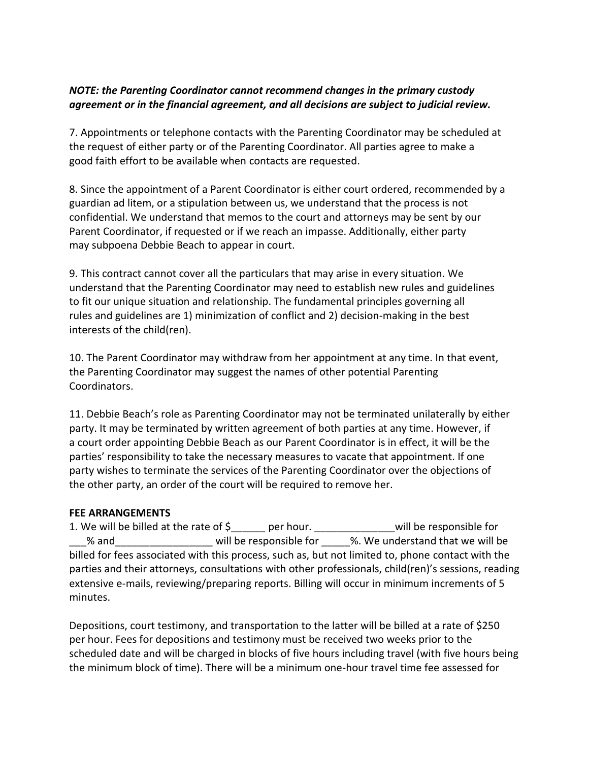***NOTE: the Parenting Coordinator cannot recommend changes in the primary custody agreement or in the financial agreement, and all decisions are subject to judicial review.***

7. Appointments or telephone contacts with the Parenting Coordinator may be scheduled at the request of either party or of the Parenting Coordinator. All parties agree to make a good faith effort to be available when contacts are requested.

8. Since the appointment of a Parent Coordinator is either court ordered, recommended by a guardian ad litem, or a stipulation between us, we understand that the process is not confidential. We understand that memos to the court and attorneys may be sent by our Parent Coordinator, if requested or if we reach an impasse. Additionally, either party may subpoena Debbie Beach to appear in court.

9. This contract cannot cover all the particulars that may arise in every situation. We understand that the Parenting Coordinator may need to establish new rules and guidelines to fit our unique situation and relationship. The fundamental principles governing all rules and guidelines are 1) minimization of conflict and 2) decision-making in the best interests of the child(ren).

10. The Parent Coordinator may withdraw from her appointment at any time. In that event, the Parenting Coordinator may suggest the names of other potential Parenting Coordinators.

11. Debbie Beach's role as Parenting Coordinator may not be terminated unilaterally by either party. It may be terminated by written agreement of both parties at any time. However, if a court order appointing Debbie Beach as our Parent Coordinator is in effect, it will be the parties' responsibility to take the necessary measures to vacate that appointment. If one party wishes to terminate the services of the Parenting Coordinator over the objections of the other party, an order of the court will be required to remove her.

**FEE ARRANGEMENTS**

1. We will be billed at the rate of $______ per hour. ______________will be responsible for ___% and_________________ will be responsible for _____%. We understand that we will be billed for fees associated with this process, such as, but not limited to, phone contact with the parties and their attorneys, consultations with other professionals, child(ren)'s sessions, reading extensive e-mails, reviewing/preparing reports. Billing will occur in minimum increments of 5 minutes.

Depositions, court testimony, and transportation to the latter will be billed at a rate of $250 per hour. Fees for depositions and testimony must be received two weeks prior to the scheduled date and will be charged in blocks of five hours including travel (with five hours being the minimum block of time). There will be a minimum one-hour travel time fee assessed for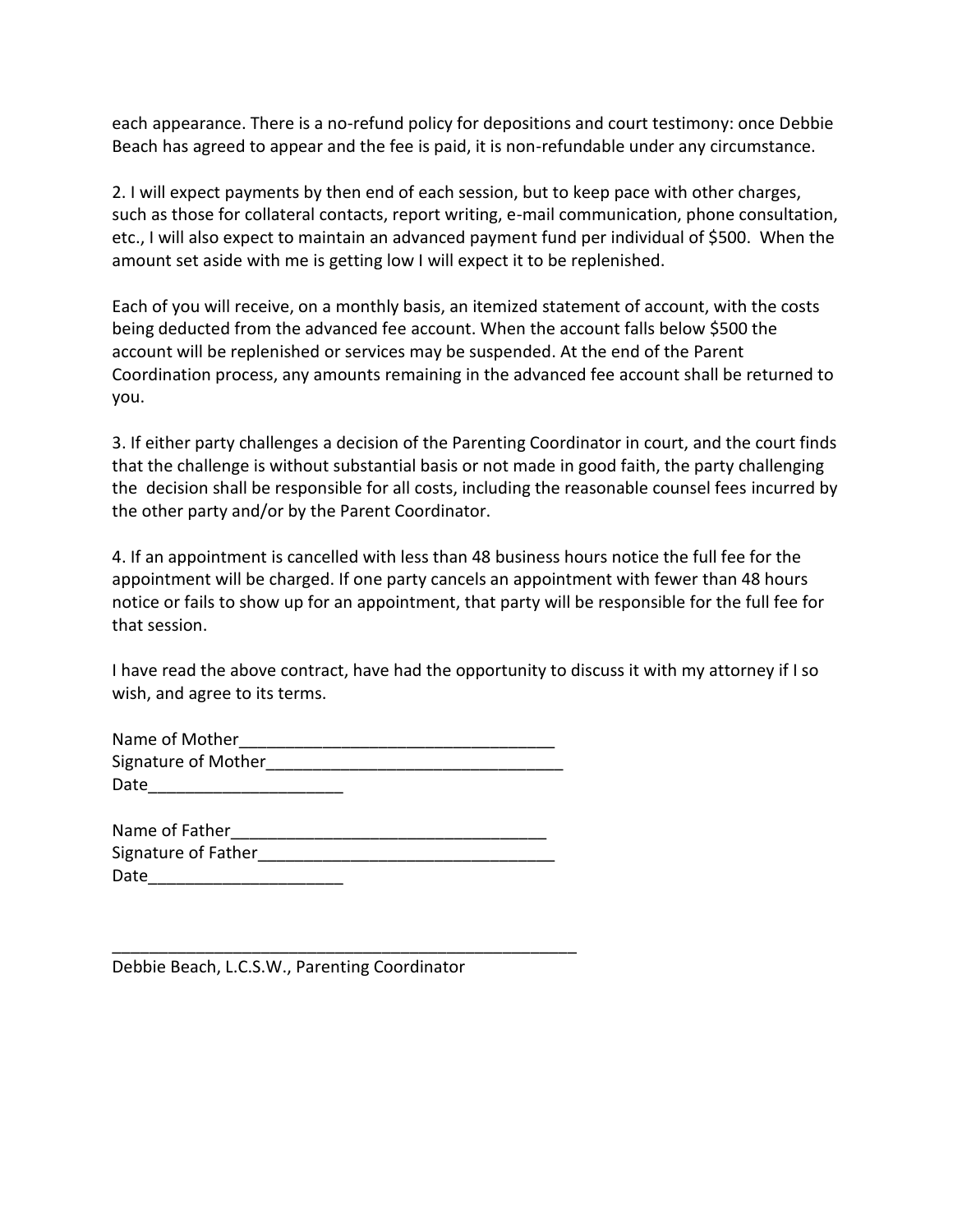each appearance. There is a no-refund policy for depositions and court testimony: once Debbie Beach has agreed to appear and the fee is paid, it is non-refundable under any circumstance.

2. I will expect payments by then end of each session, but to keep pace with other charges, such as those for collateral contacts, report writing, e-mail communication, phone consultation, etc., I will also expect to maintain an advanced payment fund per individual of $500. When the amount set aside with me is getting low I will expect it to be replenished.

Each of you will receive, on a monthly basis, an itemized statement of account, with the costs being deducted from the advanced fee account. When the account falls below $500 the account will be replenished or services may be suspended. At the end of the Parent Coordination process, any amounts remaining in the advanced fee account shall be returned to you.

3. If either party challenges a decision of the Parenting Coordinator in court, and the court finds that the challenge is without substantial basis or not made in good faith, the party challenging the decision shall be responsible for all costs, including the reasonable counsel fees incurred by the other party and/or by the Parent Coordinator.

4. If an appointment is cancelled with less than 48 business hours notice the full fee for the appointment will be charged. If one party cancels an appointment with fewer than 48 hours notice or fails to show up for an appointment, that party will be responsible for the full fee for that session.

I have read the above contract, have had the opportunity to discuss it with my attorney if I so wish, and agree to its terms.

Name of Mother___________________________________
Signature of Mother________________________________
Date_____________________

Name of Father___________________________________
Signature of Father________________________________
Date_____________________

_____________________________________________________
Debbie Beach, L.C.S.W., Parenting Coordinator